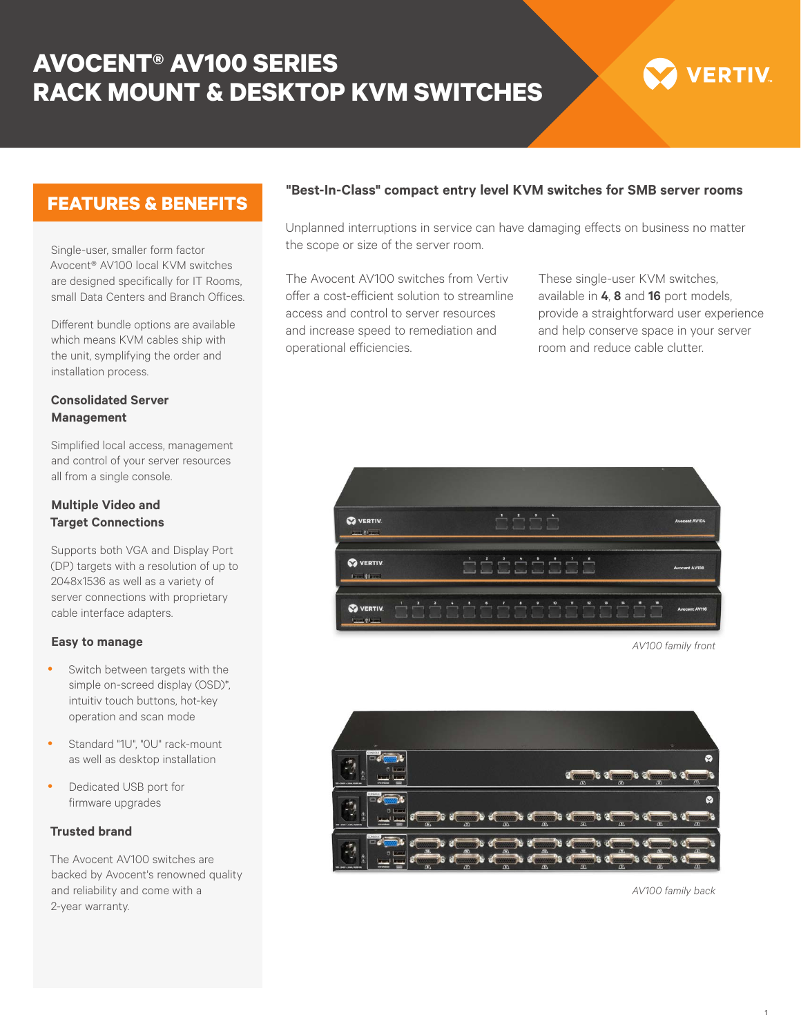# AVOCENT® AV100 SERIES
# RACK MOUNT & DESKTOP KVM SWITCHES

## FEATURES & BENEFITS

Single-user, smaller form factor Avocent® AV100 local KVM switches are designed specifically for IT Rooms, small Data Centers and Branch Offices.

Different bundle options are available which means KVM cables ship with the unit, symplifying the order and installation process.

### Consolidated Server Management

Simplified local access, management and control of your server resources all from a single console.

### Multiple Video and Target Connections

Supports both VGA and Display Port (DP) targets with a resolution of up to 2048x1536 as well as a variety of server connections with proprietary cable interface adapters.

### Easy to manage

- Switch between targets with the simple on-screed display (OSD)*, intuitiv touch buttons, hot-key operation and scan mode
- Standard "1U", "0U" rack-mount as well as desktop installation
- Dedicated USB port for firmware upgrades

### Trusted brand

The Avocent AV100 switches are backed by Avocent's renowned quality and reliability and come with a 2-year warranty.

## "Best-In-Class" compact entry level KVM switches for SMB server rooms

Unplanned interruptions in service can have damaging effects on business no matter the scope or size of the server room.

The Avocent AV100 switches from Vertiv offer a cost-efficient solution to streamline access and control to server resources and increase speed to remediation and operational efficiencies.

These single-user KVM switches, available in **4**, **8** and **16** port models, provide a straightforward user experience and help conserve space in your server room and reduce cable clutter.

*AV100 family front*

*AV100 family back*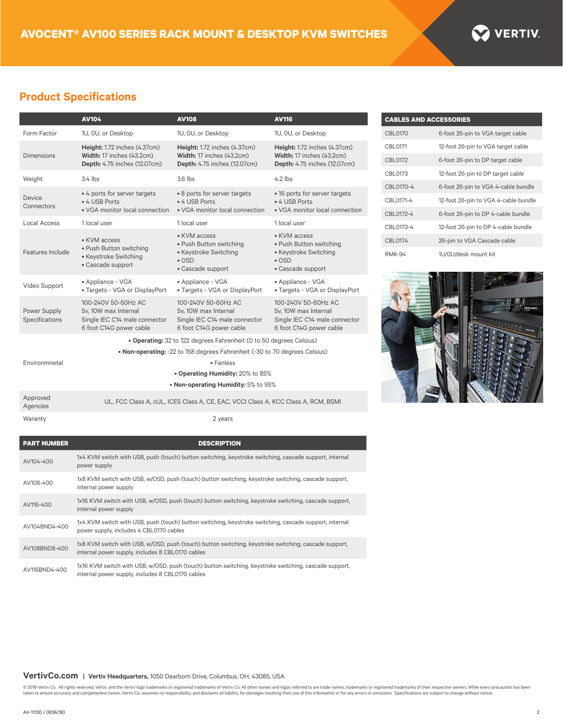# AVOCENT® AV100 SERIES RACK MOUNT & DESKTOP KVM SWITCHES

## Product Specifications

| | AV104 | AV108 | AV116 |
|---|---|---|---|
| Form Factor | 1U, 0U, or Desktop | 1U, 0U, or Desktop | 1U, 0U, or Desktop |
| Dimensions | **Height:** 1.72 inches (4.37cm)<br>**Width:** 17 inches (43.2cm)<br>**Depth:** 4.75 inches (12.07cm) | **Height:** 1.72 inches (4.37cm)<br>**Width:** 17 inches (43.2cm)<br>**Depth:** 4.75 inches (12.07cm) | **Height:** 1.72 inches (4.37cm)<br>**Width:** 17 inches (43.2cm)<br>**Depth:** 4.75 inches (12.07cm) |
| Weight | 3.4 lbs | 3.6 lbs | 4.2 lbs |
| Device Connectors | • 4 ports for server targets<br>• 4 USB Ports<br>• VGA monitor local connection | • 8 ports for server targets<br>• 4 USB Ports<br>• VGA monitor local connection | • 16 ports for server targets<br>• 4 USB Ports<br>• VGA monitor local connection |
| Local Access | 1 local user | 1 local user | 1 local user |
| Features Include | • KVM access<br>• Push Button switching<br>• Keystroke Switching<br>• Cascade support | • KVM access<br>• Push Button switching<br>• Keystroke Switching<br>• OSD<br>• Cascade support | • KVM access<br>• Push Button switching<br>• Keystroke Switching<br>• OSD<br>• Cascade support |
| Video Support | • Appliance - VGA<br>• Targets - VGA or DisplayPort | • Appliance - VGA<br>• Targets - VGA or DisplayPort | • Appliance - VGA<br>• Targets - VGA or DisplayPort |
| Power Supply Specifications | 100-240V 50-60Hz AC<br>5v, 10W max Internal<br>Single IEC C14 male connector<br>6 foot C14G power cable | 100-240V 50-60Hz AC<br>5v, 10W max Internal<br>Single IEC C14 male connector<br>6 foot C14G power cable | 100-240V 50-60Hz AC<br>5v, 10W max Internal<br>Single IEC C14 male connector<br>6 foot C14G power cable |
| Environmnetal | • **Operating:** 32 to 122 degrees Fahrenheit (0 to 50 degrees Celsius)<br>• **Non-operating:** -22 to 158 degrees Fahrenheit (-30 to 70 degrees Celsius)<br>• Fanless<br>• **Operating Humidity:** 20% to 85%<br>• **Non-operating Humidity:** 5% to 95% | | |
| Approved Agencies | UL, FCC Class A, cUL, ICES Class A, CE, EAC, VCCI Class A, KCC Class A, RCM, BSMI | | |
| Waranty | 2 years | | |

| CABLES AND ACCESSORIES | |
|---|---|
| CBL0170 | 6-foot 26-pin to VGA target cable |
| CBL0171 | 12-foot 26-pin to VGA target cable |
| CBL0172 | 6-foot 26-pin to DP target cable |
| CBL0173 | 12-foot 26-pin to DP target cable |
| CBL0170-4 | 6-foot 26-pin to VGA 4-cable bundle |
| CBL0171-4 | 12-foot 26-pin to VGA 4-cable bundle |
| CBL0172-4 | 6-foot 26-pin to DP 4-cable bundle |
| CBL0173-4 | 12-foot 26-pin to DP 4-cable bundle |
| CBL0174 | 26-pin to VGA Cascade cable |
| RMK-94 | 1U/0U/desk mount kit |

| PART NUMBER | DESCRIPTION |
|---|---|
| AV104-400 | 1x4 KVM switch with USB, push (touch) button switching, keystroke switching, cascade support, internal power supply |
| AV108-400 | 1x8 KVM switch with USB, w/OSD, push (touch) button switching, keystroke switching, cascade support, internal power supply |
| AV116-400 | 1x16 KVM switch with USB, w/OSD, push (touch) button switching, keystroke switching, cascade support, internal power supply |
| AV104BND4-400 | 1x4 KVM switch with USB, push (touch) button switching, keystroke switching, cascade support, internal power supply, includes 4 CBL0170 cables |
| AV108BND8-400 | 1x8 KVM switch with USB, w/OSD, push (touch) button switching, keystroke switching, cascade support, internal power supply, includes 8 CBL0170 cables |
| AV116BND4-400 | 1x16 KVM switch with USB, w/OSD, push (touch) button switching, keystroke switching, cascade support, internal power supply, includes 8 CBL0170 cables |

**VertivCo.com** | **Vertiv Headquarters,** 1050 Dearborn Drive, Columbus, OH, 43085, USA

© 2018 Vertiv Co. All rights reserved. Vertiv, and the Vertiv logo trademarks or registered trademarks of Vertiv Co. All other names and logos referred to are trade names, trademarks or registered trademarks of their respective owners. While every precaution has been taken to ensure accuracy and completeness herein, Vertiv Co. assumes no responsibility, and disclaims all liability, for damages resulting from use of this information or for any errors or omissions. Specifications are subject to change without notice.

AV-11130 / (R06/18)